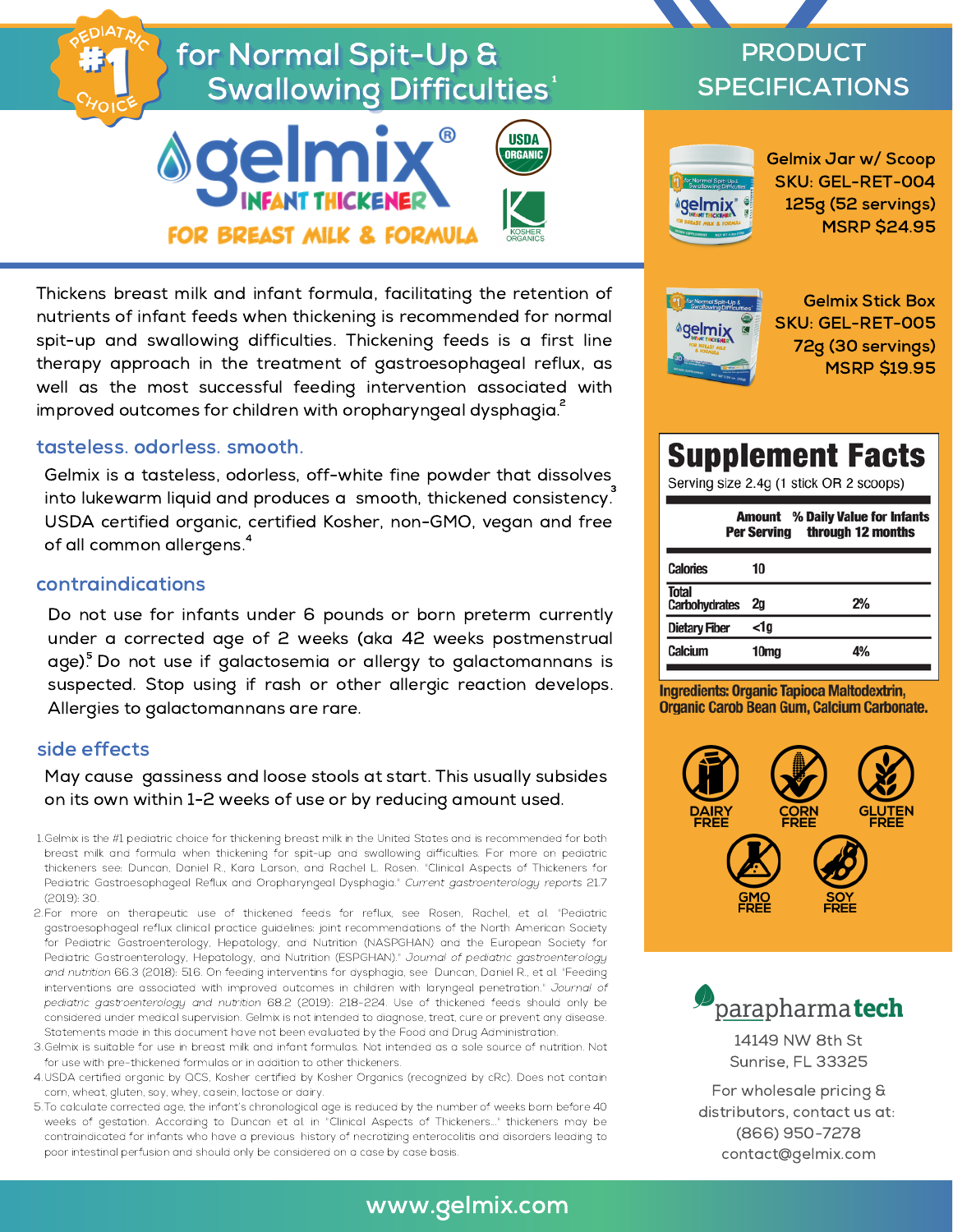PEDIATRIC #1 CHOICE

# for Normal Spit-Up & Swallowing Difficulties[1]

# gelmix®

## INFANT THICKENER

## FOR BREAST MILK & FORMULA

USDA ORGANIC

KOSHER ORGANICS

Thickens breast milk and infant formula, facilitating the retention of nutrients of infant feeds when thickening is recommended for normal spit-up and swallowing difficulties. Thickening feeds is a first line therapy approach in the treatment of gastroesophageal reflux, as well as the most successful feeding intervention associated with improved outcomes for children with oropharyngeal dysphagia.[2]

### tasteless. odorless. smooth.

Gelmix is a tasteless, odorless, off-white fine powder that dissolves into lukewarm liquid and produces a smooth, thickened consistency.[3] USDA certified organic, certified Kosher, non-GMO, vegan and free of all common allergens.[4]

### contraindications

Do not use for infants under 6 pounds or born preterm currently under a corrected age of 2 weeks (aka 42 weeks postmenstrual age).[5] Do not use if galactosemia or allergy to galactomannans is suspected. Stop using if rash or other allergic reaction develops. Allergies to galactomannans are rare.

### side effects

May cause gassiness and loose stools at start. This usually subsides on its own within 1-2 weeks of use or by reducing amount used.

1. Gelmix is the #1 pediatric choice for thickening breast milk in the United States and is recommended for both breast milk and formula when thickening for spit-up and swallowing difficulties. For more on pediatric thickeners see: Duncan, Daniel R., Kara Larson, and Rachel L. Rosen. "Clinical Aspects of Thickeners for Pediatric Gastroesophageal Reflux and Oropharyngeal Dysphagia." *Current gastroenterology reports* 21.7 (2019): 30.
2. For more on therapeutic use of thickened feeds for reflux, see Rosen, Rachel, et al. "Pediatric gastroesophageal reflux clinical practice guidelines: joint recommendations of the North American Society for Pediatric Gastroenterology, Hepatology, and Nutrition (NASPGHAN) and the European Society for Pediatric Gastroenterology, Hepatology, and Nutrition (ESPGHAN)." *Journal of pediatric gastroenterology and nutrition* 66.3 (2018): 516. On feeding interventions for dysphagia, see Duncan, Daniel R., et al. "Feeding interventions are associated with improved outcomes in children with laryngeal penetration." *Journal of pediatric gastroenterology and nutrition* 68.2 (2019): 218-224. Use of thickened feeds should only be considered under medical supervision. Gelmix is not intended to diagnose, treat, cure or prevent any disease. Statements made in this document have not been evaluated by the Food and Drug Administration.
3. Gelmix is suitable for use in breast milk and infant formulas. Not intended as a sole source of nutrition. Not for use with pre-thickened formulas or in addition to other thickeners.
4. USDA certified organic by QCS, Kosher certified by Kosher Organics (recognized by cRc). Does not contain corn, wheat, gluten, soy, whey, casein, lactose or dairy.
5. To calculate corrected age, the infant's chronological age is reduced by the number of weeks born before 40 weeks of gestation. According to Duncan et al. in "Clinical Aspects of Thickeners..." thickeners may be contraindicated for infants who have a previous history of necrotizing enterocolitis and disorders leading to poor intestinal perfusion and should only be considered on a case by case basis.

## PRODUCT SPECIFICATIONS

**Gelmix Jar w/ Scoop**
SKU: GEL-RET-004
125g (52 servings)
MSRP $24.95

**Gelmix Stick Box**
SKU: GEL-RET-005
72g (30 servings)
MSRP $19.95

### Supplement Facts

Serving size 2.4g (1 stick OR 2 scoops)

| | Amount Per Serving | % Daily Value for Infants through 12 months |
|---|---|---|
| Calories | 10 | |
| Total Carbohydrates | 2g | 2% |
| Dietary Fiber | <1g | |
| Calcium | 10mg | 4% |

**Ingredients: Organic Tapioca Maltodextrin, Organic Carob Bean Gum, Calcium Carbonate.**

DAIRY FREE · CORN FREE · GLUTEN FREE · GMO FREE · SOY FREE

**parapharmatech**

14149 NW 8th St
Sunrise, FL 33325

For wholesale pricing & distributors, contact us at:
(866) 950-7278
contact@gelmix.com

www.gelmix.com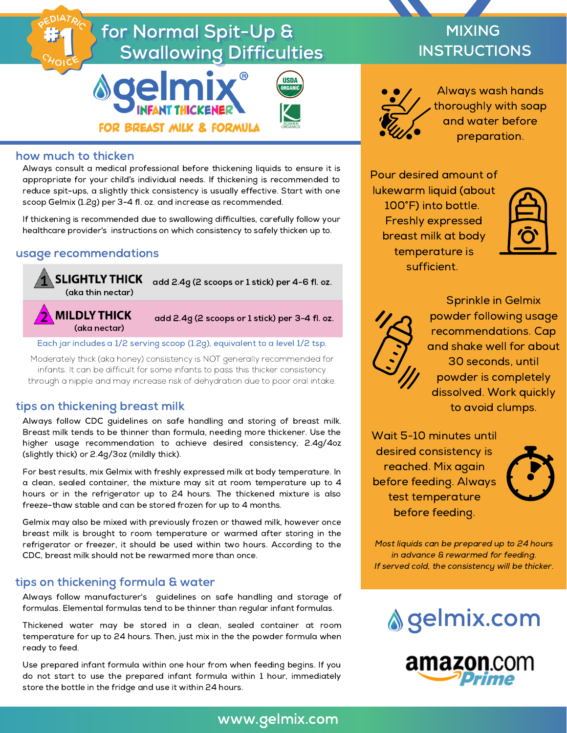# for Normal Spit-Up & Swallowing Difficulties

#1 PEDIATRIC CHOICE

**gelmix®** INFANT THICKENER

FOR BREAST MILK & FORMULA

USDA ORGANIC

KOSHER ORGANICS

## how much to thicken

Always consult a medical professional before thickening liquids to ensure it is appropriate for your child's individual needs. If thickening is recommended to reduce spit-ups, a slightly thick consistency is usually effective. Start with one scoop Gelmix (1.2g) per 3-4 fl. oz. and increase as recommended.

If thickening is recommended due to swallowing difficulties, carefully follow your healthcare provider's instructions on which consistency to safely thicken up to.

## usage recommendations

| | |
|---|---|
| **1 SLIGHTLY THICK** (aka thin nectar) | add 2.4g (2 scoops or 1 stick) per 4-6 fl. oz. |
| **2 MILDLY THICK** (aka nectar) | add 2.4g (2 scoops or 1 stick) per 3-4 fl. oz. |

Each jar includes a 1/2 serving scoop (1.2g), equivalent to a level 1/2 tsp.

Moderately thick (aka honey) consistency is NOT generally recommended for infants. It can be difficult for some infants to pass this thicker consistency through a nipple and may increase risk of dehydration due to poor oral intake.

## tips on thickening breast milk

Always follow CDC guidelines on safe handling and storing of breast milk. Breast milk tends to be thinner than formula, needing more thickener. Use the higher usage recommendation to achieve desired consistency, 2.4g/4oz (slightly thick) or 2.4g/3oz (mildly thick).

For best results, mix Gelmix with freshly expressed milk at body temperature. In a clean, sealed container, the mixture may sit at room temperature up to 4 hours or in the refrigerator up to 24 hours. The thickened mixture is also freeze-thaw stable and can be stored frozen for up to 4 months.

Gelmix may also be mixed with previously frozen or thawed milk, however once breast milk is brought to room temperature or warmed after storing in the refrigerator or freezer, it should be used within two hours. According to the CDC, breast milk should not be rewarmed more than once.

## tips on thickening formula & water

Always follow manufacturer's guidelines on safe handling and storage of formulas. Elemental formulas tend to be thinner than regular infant formulas.

Thickened water may be stored in a clean, sealed container at room temperature for up to 24 hours. Then, just mix in the the powder formula when ready to feed.

Use prepared infant formula within one hour from when feeding begins. If you do not start to use the prepared infant formula within 1 hour, immediately store the bottle in the fridge and use it within 24 hours.

## MIXING INSTRUCTIONS

Always wash hands thoroughly with soap and water before preparation.

Pour desired amount of lukewarm liquid (about 100°F) into bottle. Freshly expressed breast milk at body temperature is sufficient.

Sprinkle in Gelmix powder following usage recommendations. Cap and shake well for about 30 seconds, until powder is completely dissolved. Work quickly to avoid clumps.

Wait 5-10 minutes until desired consistency is reached. Mix again before feeding. Always test temperature before feeding.

*Most liquids can be prepared up to 24 hours in advance & rewarmed for feeding. If served cold, the consistency will be thicker.*

gelmix.com

amazon.com Prime

www.gelmix.com